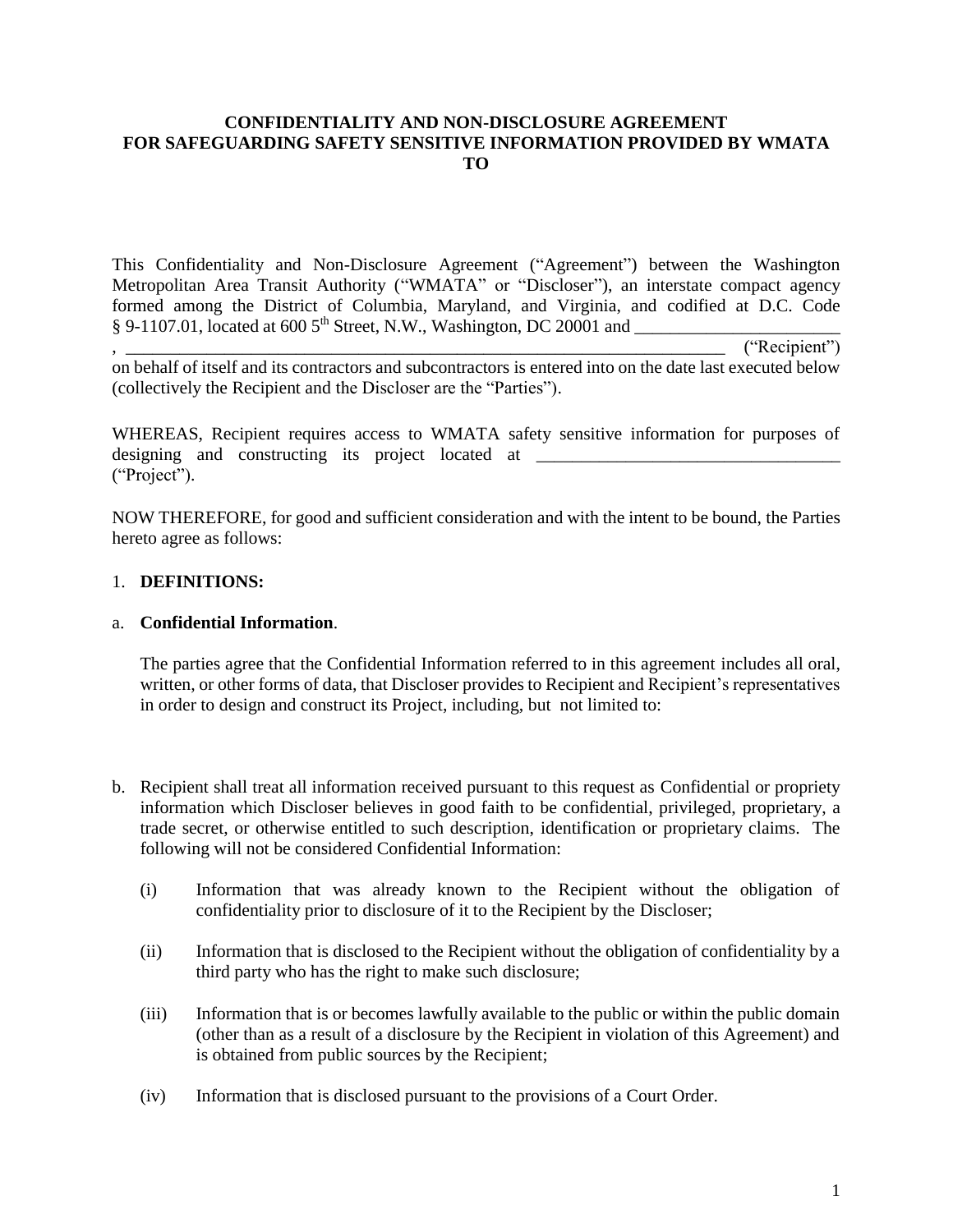# CONFIDENTIALITY AND NON-DISCLOSURE AGREEMENT FOR SAFEGUARDING SAFETY SENSITIVE INFORMATION PROVIDED BY WMATA TO

This Confidentiality and Non-Disclosure Agreement ("Agreement") between the Washington Metropolitan Area Transit Authority ("WMATA" or "Discloser"), an interstate compact agency formed among the District of Columbia, Maryland, and Virginia, and codified at D.C. Code § 9-1107.01, located at 600 5th Street, N.W., Washington, DC 20001 and \_\_\_\_\_\_\_\_\_\_\_\_\_\_\_\_\_\_\_\_\_\_\_\_, \_\_\_\_\_\_\_\_\_\_\_\_\_\_\_\_\_\_\_\_\_\_\_\_\_\_\_\_\_\_\_\_\_\_\_\_\_\_\_\_\_\_\_\_\_\_\_\_\_\_\_\_\_\_\_\_\_\_\_\_\_\_\_\_ ("Recipient") on behalf of itself and its contractors and subcontractors is entered into on the date last executed below (collectively the Recipient and the Discloser are the "Parties").

WHEREAS, Recipient requires access to WMATA safety sensitive information for purposes of designing and constructing its project located at \_\_\_\_\_\_\_\_\_\_\_\_\_\_\_\_\_\_\_\_\_\_\_\_\_\_\_\_\_\_\_\_\_\_ ("Project").

NOW THEREFORE, for good and sufficient consideration and with the intent to be bound, the Parties hereto agree as follows:

1. **DEFINITIONS:**

a. **Confidential Information**.

The parties agree that the Confidential Information referred to in this agreement includes all oral, written, or other forms of data, that Discloser provides to Recipient and Recipient's representatives in order to design and construct its Project, including, but not limited to:

b. Recipient shall treat all information received pursuant to this request as Confidential or propriety information which Discloser believes in good faith to be confidential, privileged, proprietary, a trade secret, or otherwise entitled to such description, identification or proprietary claims. The following will not be considered Confidential Information:

(i) Information that was already known to the Recipient without the obligation of confidentiality prior to disclosure of it to the Recipient by the Discloser;

(ii) Information that is disclosed to the Recipient without the obligation of confidentiality by a third party who has the right to make such disclosure;

(iii) Information that is or becomes lawfully available to the public or within the public domain (other than as a result of a disclosure by the Recipient in violation of this Agreement) and is obtained from public sources by the Recipient;

(iv) Information that is disclosed pursuant to the provisions of a Court Order.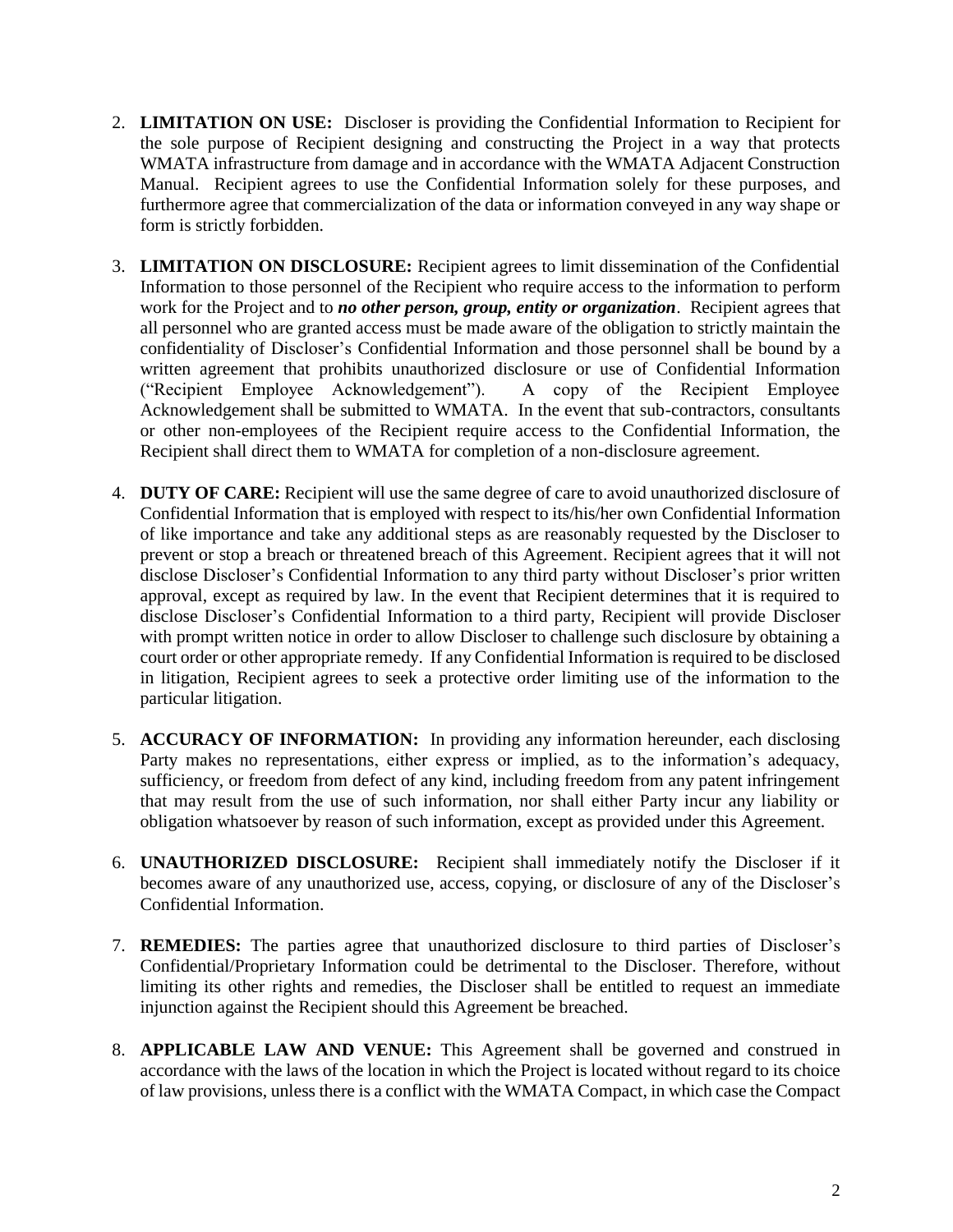2. **LIMITATION ON USE:** Discloser is providing the Confidential Information to Recipient for the sole purpose of Recipient designing and constructing the Project in a way that protects WMATA infrastructure from damage and in accordance with the WMATA Adjacent Construction Manual. Recipient agrees to use the Confidential Information solely for these purposes, and furthermore agree that commercialization of the data or information conveyed in any way shape or form is strictly forbidden.

3. **LIMITATION ON DISCLOSURE:** Recipient agrees to limit dissemination of the Confidential Information to those personnel of the Recipient who require access to the information to perform work for the Project and to ***no other person, group, entity or organization***. Recipient agrees that all personnel who are granted access must be made aware of the obligation to strictly maintain the confidentiality of Discloser's Confidential Information and those personnel shall be bound by a written agreement that prohibits unauthorized disclosure or use of Confidential Information ("Recipient Employee Acknowledgement"). A copy of the Recipient Employee Acknowledgement shall be submitted to WMATA. In the event that sub-contractors, consultants or other non-employees of the Recipient require access to the Confidential Information, the Recipient shall direct them to WMATA for completion of a non-disclosure agreement.

4. **DUTY OF CARE:** Recipient will use the same degree of care to avoid unauthorized disclosure of Confidential Information that is employed with respect to its/his/her own Confidential Information of like importance and take any additional steps as are reasonably requested by the Discloser to prevent or stop a breach or threatened breach of this Agreement. Recipient agrees that it will not disclose Discloser's Confidential Information to any third party without Discloser's prior written approval, except as required by law. In the event that Recipient determines that it is required to disclose Discloser's Confidential Information to a third party, Recipient will provide Discloser with prompt written notice in order to allow Discloser to challenge such disclosure by obtaining a court order or other appropriate remedy. If any Confidential Information is required to be disclosed in litigation, Recipient agrees to seek a protective order limiting use of the information to the particular litigation.

5. **ACCURACY OF INFORMATION:** In providing any information hereunder, each disclosing Party makes no representations, either express or implied, as to the information's adequacy, sufficiency, or freedom from defect of any kind, including freedom from any patent infringement that may result from the use of such information, nor shall either Party incur any liability or obligation whatsoever by reason of such information, except as provided under this Agreement.

6. **UNAUTHORIZED DISCLOSURE:** Recipient shall immediately notify the Discloser if it becomes aware of any unauthorized use, access, copying, or disclosure of any of the Discloser's Confidential Information.

7. **REMEDIES:** The parties agree that unauthorized disclosure to third parties of Discloser's Confidential/Proprietary Information could be detrimental to the Discloser. Therefore, without limiting its other rights and remedies, the Discloser shall be entitled to request an immediate injunction against the Recipient should this Agreement be breached.

8. **APPLICABLE LAW AND VENUE:** This Agreement shall be governed and construed in accordance with the laws of the location in which the Project is located without regard to its choice of law provisions, unless there is a conflict with the WMATA Compact, in which case the Compact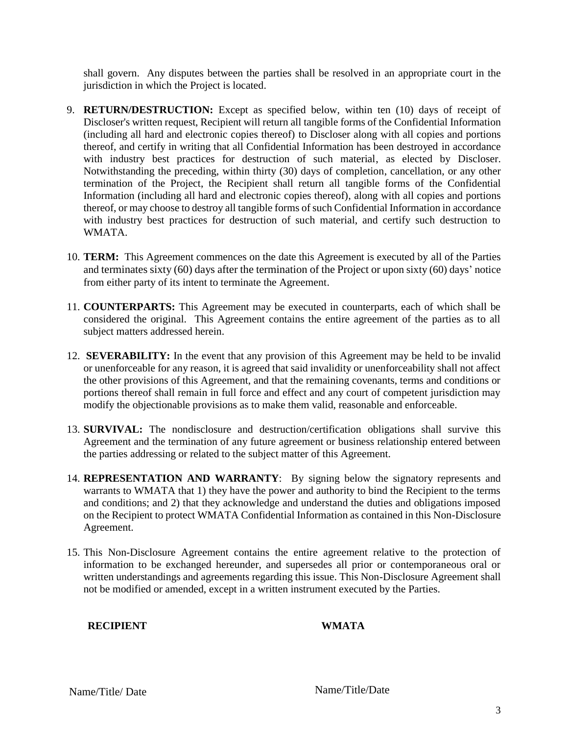shall govern. Any disputes between the parties shall be resolved in an appropriate court in the jurisdiction in which the Project is located.

9. **RETURN/DESTRUCTION:** Except as specified below, within ten (10) days of receipt of Discloser's written request, Recipient will return all tangible forms of the Confidential Information (including all hard and electronic copies thereof) to Discloser along with all copies and portions thereof, and certify in writing that all Confidential Information has been destroyed in accordance with industry best practices for destruction of such material, as elected by Discloser. Notwithstanding the preceding, within thirty (30) days of completion, cancellation, or any other termination of the Project, the Recipient shall return all tangible forms of the Confidential Information (including all hard and electronic copies thereof), along with all copies and portions thereof, or may choose to destroy all tangible forms of such Confidential Information in accordance with industry best practices for destruction of such material, and certify such destruction to WMATA.

10. **TERM:** This Agreement commences on the date this Agreement is executed by all of the Parties and terminates sixty (60) days after the termination of the Project or upon sixty (60) days' notice from either party of its intent to terminate the Agreement.

11. **COUNTERPARTS:** This Agreement may be executed in counterparts, each of which shall be considered the original. This Agreement contains the entire agreement of the parties as to all subject matters addressed herein.

12. **SEVERABILITY:** In the event that any provision of this Agreement may be held to be invalid or unenforceable for any reason, it is agreed that said invalidity or unenforceability shall not affect the other provisions of this Agreement, and that the remaining covenants, terms and conditions or portions thereof shall remain in full force and effect and any court of competent jurisdiction may modify the objectionable provisions as to make them valid, reasonable and enforceable.

13. **SURVIVAL:** The nondisclosure and destruction/certification obligations shall survive this Agreement and the termination of any future agreement or business relationship entered between the parties addressing or related to the subject matter of this Agreement.

14. **REPRESENTATION AND WARRANTY**: By signing below the signatory represents and warrants to WMATA that 1) they have the power and authority to bind the Recipient to the terms and conditions; and 2) that they acknowledge and understand the duties and obligations imposed on the Recipient to protect WMATA Confidential Information as contained in this Non-Disclosure Agreement.

15. This Non-Disclosure Agreement contains the entire agreement relative to the protection of information to be exchanged hereunder, and supersedes all prior or contemporaneous oral or written understandings and agreements regarding this issue. This Non-Disclosure Agreement shall not be modified or amended, except in a written instrument executed by the Parties.

| **RECIPIENT** | **WMATA** |
|---|---|
| | |
| Name/Title/ Date | Name/Title/Date |